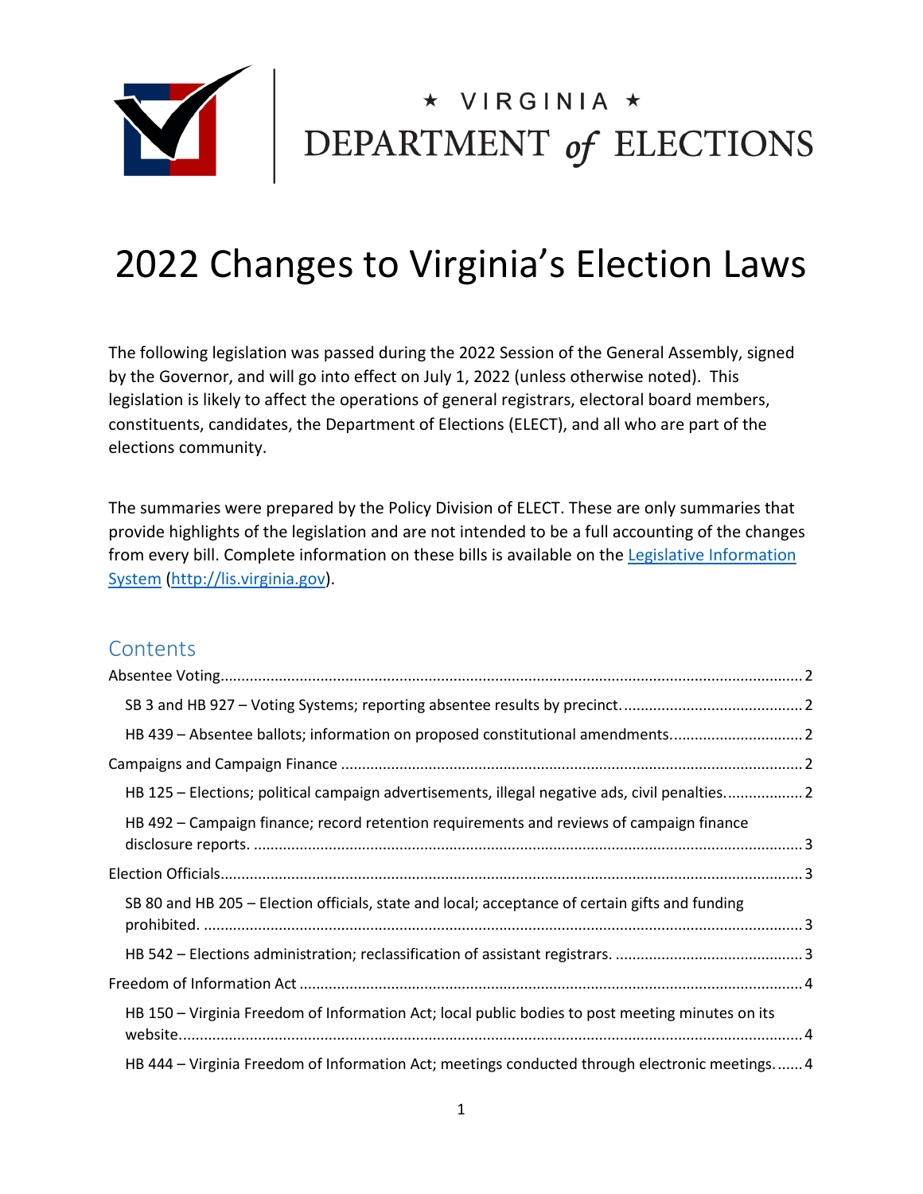★ VIRGINIA ★

DEPARTMENT *of* ELECTIONS

# 2022 Changes to Virginia's Election Laws

The following legislation was passed during the 2022 Session of the General Assembly, signed by the Governor, and will go into effect on July 1, 2022 (unless otherwise noted). This legislation is likely to affect the operations of general registrars, electoral board members, constituents, candidates, the Department of Elections (ELECT), and all who are part of the elections community.

The summaries were prepared by the Policy Division of ELECT. These are only summaries that provide highlights of the legislation and are not intended to be a full accounting of the changes from every bill. Complete information on these bills is available on the [Legislative Information System](http://lis.virginia.gov) (http://lis.virginia.gov).

## Contents

- Absentee Voting ........ 2
  - SB 3 and HB 927 – Voting Systems; reporting absentee results by precinct. ........ 2
  - HB 439 – Absentee ballots; information on proposed constitutional amendments. ........ 2
- Campaigns and Campaign Finance ........ 2
  - HB 125 – Elections; political campaign advertisements, illegal negative ads, civil penalties. ........ 2
  - HB 492 – Campaign finance; record retention requirements and reviews of campaign finance disclosure reports. ........ 3
- Election Officials ........ 3
  - SB 80 and HB 205 – Election officials, state and local; acceptance of certain gifts and funding prohibited. ........ 3
  - HB 542 – Elections administration; reclassification of assistant registrars. ........ 3
- Freedom of Information Act ........ 4
  - HB 150 – Virginia Freedom of Information Act; local public bodies to post meeting minutes on its website. ........ 4
  - HB 444 – Virginia Freedom of Information Act; meetings conducted through electronic meetings. ........ 4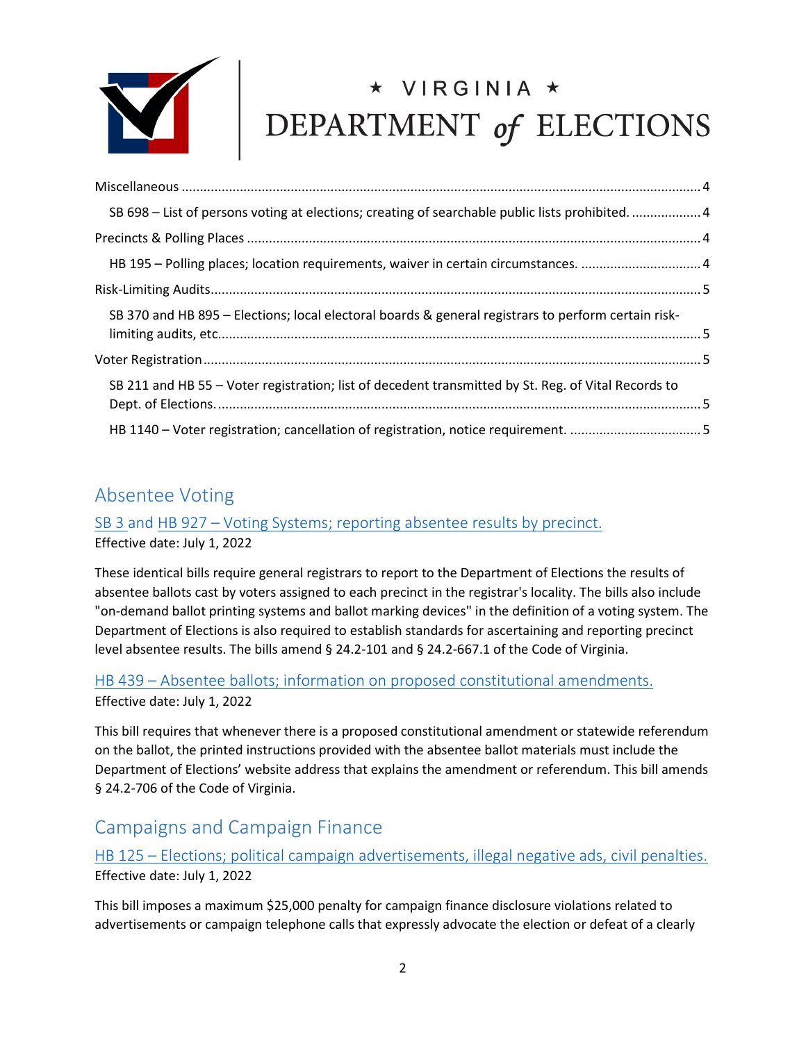Miscellaneous .......................................................................................................................................... 4

SB 698 – List of persons voting at elections; creating of searchable public lists prohibited. .................. 4

Precincts & Polling Places ........................................................................................................................... 4

HB 195 – Polling places; location requirements, waiver in certain circumstances. ................................ 4

Risk-Limiting Audits...................................................................................................................................... 5

SB 370 and HB 895 – Elections; local electoral boards & general registrars to perform certain risk-limiting audits, etc.................................................................................................................................. 5

Voter Registration ........................................................................................................................................ 5

SB 211 and HB 55 – Voter registration; list of decedent transmitted by St. Reg. of Vital Records to Dept. of Elections. ................................................................................................................................... 5

HB 1140 – Voter registration; cancellation of registration, notice requirement. .................................. 5

## Absentee Voting

### SB 3 and HB 927 – Voting Systems; reporting absentee results by precinct.

Effective date: July 1, 2022

These identical bills require general registrars to report to the Department of Elections the results of absentee ballots cast by voters assigned to each precinct in the registrar's locality. The bills also include "on-demand ballot printing systems and ballot marking devices" in the definition of a voting system. The Department of Elections is also required to establish standards for ascertaining and reporting precinct level absentee results. The bills amend § 24.2-101 and § 24.2-667.1 of the Code of Virginia.

### HB 439 – Absentee ballots; information on proposed constitutional amendments.

Effective date: July 1, 2022

This bill requires that whenever there is a proposed constitutional amendment or statewide referendum on the ballot, the printed instructions provided with the absentee ballot materials must include the Department of Elections' website address that explains the amendment or referendum. This bill amends § 24.2-706 of the Code of Virginia.

## Campaigns and Campaign Finance

### HB 125 – Elections; political campaign advertisements, illegal negative ads, civil penalties.

Effective date: July 1, 2022

This bill imposes a maximum $25,000 penalty for campaign finance disclosure violations related to advertisements or campaign telephone calls that expressly advocate the election or defeat of a clearly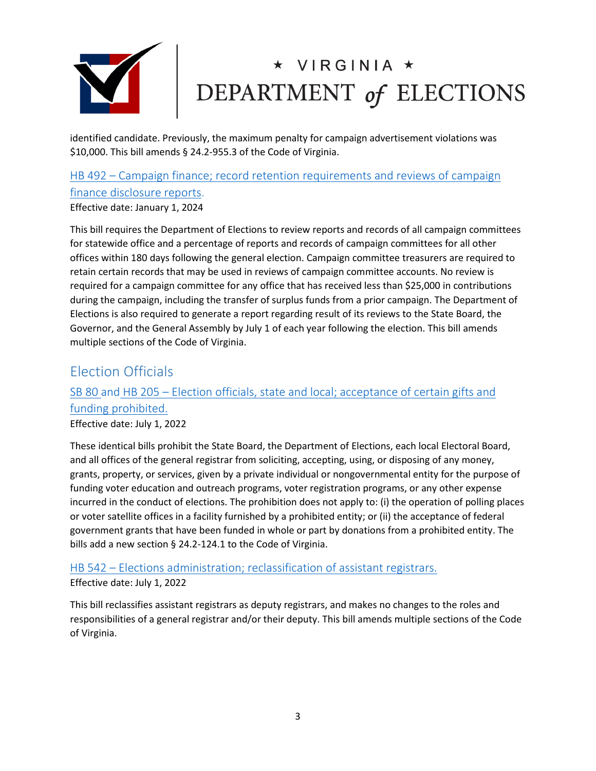identified candidate. Previously, the maximum penalty for campaign advertisement violations was $10,000. This bill amends § 24.2-955.3 of the Code of Virginia.

### HB 492 – Campaign finance; record retention requirements and reviews of campaign finance disclosure reports.

Effective date: January 1, 2024

This bill requires the Department of Elections to review reports and records of all campaign committees for statewide office and a percentage of reports and records of campaign committees for all other offices within 180 days following the general election. Campaign committee treasurers are required to retain certain records that may be used in reviews of campaign committee accounts. No review is required for a campaign committee for any office that has received less than $25,000 in contributions during the campaign, including the transfer of surplus funds from a prior campaign. The Department of Elections is also required to generate a report regarding result of its reviews to the State Board, the Governor, and the General Assembly by July 1 of each year following the election. This bill amends multiple sections of the Code of Virginia.

## Election Officials

### SB 80 and HB 205 – Election officials, state and local; acceptance of certain gifts and funding prohibited.

Effective date: July 1, 2022

These identical bills prohibit the State Board, the Department of Elections, each local Electoral Board, and all offices of the general registrar from soliciting, accepting, using, or disposing of any money, grants, property, or services, given by a private individual or nongovernmental entity for the purpose of funding voter education and outreach programs, voter registration programs, or any other expense incurred in the conduct of elections. The prohibition does not apply to: (i) the operation of polling places or voter satellite offices in a facility furnished by a prohibited entity; or (ii) the acceptance of federal government grants that have been funded in whole or part by donations from a prohibited entity. The bills add a new section § 24.2-124.1 to the Code of Virginia.

### HB 542 – Elections administration; reclassification of assistant registrars.

Effective date: July 1, 2022

This bill reclassifies assistant registrars as deputy registrars, and makes no changes to the roles and responsibilities of a general registrar and/or their deputy. This bill amends multiple sections of the Code of Virginia.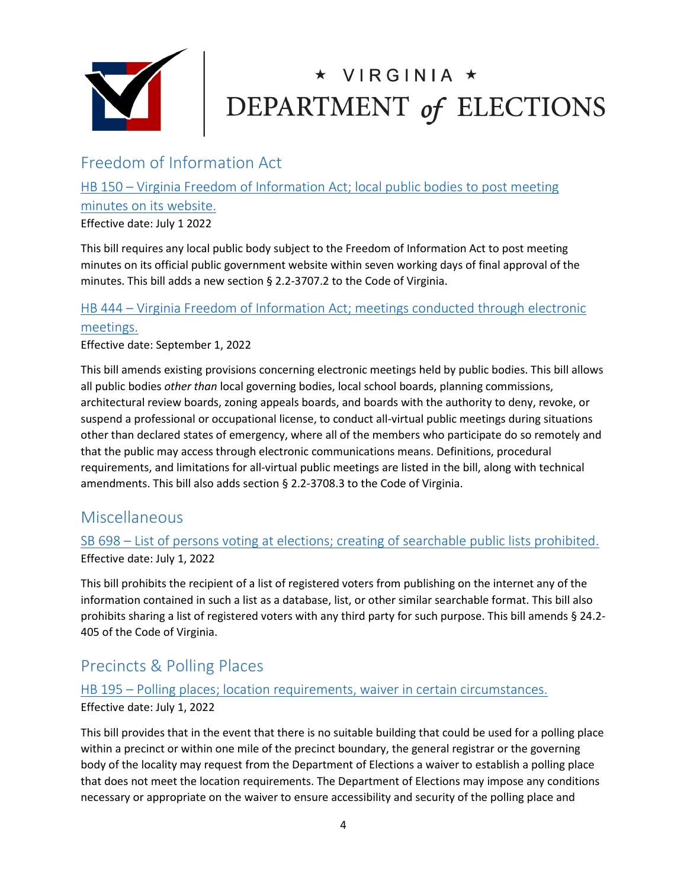## Freedom of Information Act

### HB 150 – Virginia Freedom of Information Act; local public bodies to post meeting minutes on its website.

Effective date: July 1 2022

This bill requires any local public body subject to the Freedom of Information Act to post meeting minutes on its official public government website within seven working days of final approval of the minutes. This bill adds a new section § 2.2-3707.2 to the Code of Virginia.

### HB 444 – Virginia Freedom of Information Act; meetings conducted through electronic meetings.

Effective date: September 1, 2022

This bill amends existing provisions concerning electronic meetings held by public bodies. This bill allows all public bodies *other than* local governing bodies, local school boards, planning commissions, architectural review boards, zoning appeals boards, and boards with the authority to deny, revoke, or suspend a professional or occupational license, to conduct all-virtual public meetings during situations other than declared states of emergency, where all of the members who participate do so remotely and that the public may access through electronic communications means. Definitions, procedural requirements, and limitations for all-virtual public meetings are listed in the bill, along with technical amendments. This bill also adds section § 2.2-3708.3 to the Code of Virginia.

## Miscellaneous

### SB 698 – List of persons voting at elections; creating of searchable public lists prohibited.

Effective date: July 1, 2022

This bill prohibits the recipient of a list of registered voters from publishing on the internet any of the information contained in such a list as a database, list, or other similar searchable format. This bill also prohibits sharing a list of registered voters with any third party for such purpose. This bill amends § 24.2-405 of the Code of Virginia.

## Precincts & Polling Places

### HB 195 – Polling places; location requirements, waiver in certain circumstances.

Effective date: July 1, 2022

This bill provides that in the event that there is no suitable building that could be used for a polling place within a precinct or within one mile of the precinct boundary, the general registrar or the governing body of the locality may request from the Department of Elections a waiver to establish a polling place that does not meet the location requirements. The Department of Elections may impose any conditions necessary or appropriate on the waiver to ensure accessibility and security of the polling place and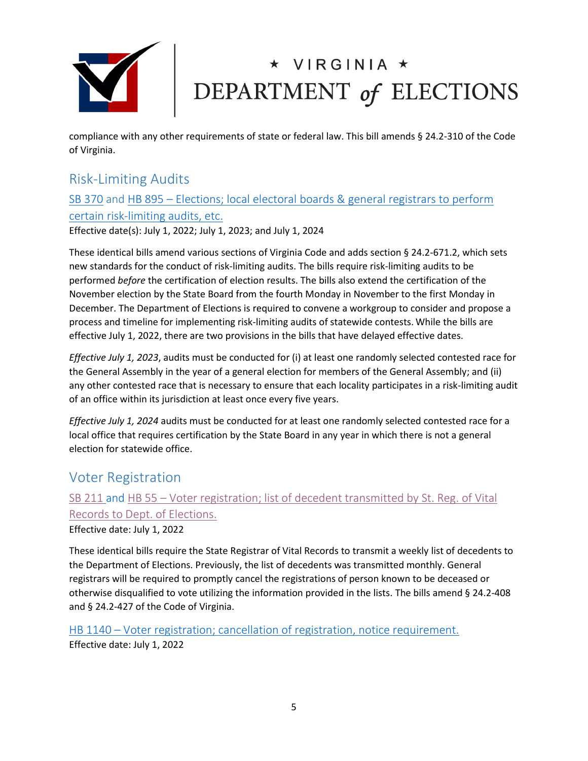compliance with any other requirements of state or federal law. This bill amends § 24.2-310 of the Code of Virginia.

## Risk-Limiting Audits

### SB 370 and HB 895 – Elections; local electoral boards & general registrars to perform certain risk-limiting audits, etc.

Effective date(s): July 1, 2022; July 1, 2023; and July 1, 2024

These identical bills amend various sections of Virginia Code and adds section § 24.2-671.2, which sets new standards for the conduct of risk-limiting audits. The bills require risk-limiting audits to be performed *before* the certification of election results. The bills also extend the certification of the November election by the State Board from the fourth Monday in November to the first Monday in December. The Department of Elections is required to convene a workgroup to consider and propose a process and timeline for implementing risk-limiting audits of statewide contests. While the bills are effective July 1, 2022, there are two provisions in the bills that have delayed effective dates.

*Effective July 1, 2023*, audits must be conducted for (i) at least one randomly selected contested race for the General Assembly in the year of a general election for members of the General Assembly; and (ii) any other contested race that is necessary to ensure that each locality participates in a risk-limiting audit of an office within its jurisdiction at least once every five years.

*Effective July 1, 2024* audits must be conducted for at least one randomly selected contested race for a local office that requires certification by the State Board in any year in which there is not a general election for statewide office.

## Voter Registration

### SB 211 and HB 55 – Voter registration; list of decedent transmitted by St. Reg. of Vital Records to Dept. of Elections.

Effective date: July 1, 2022

These identical bills require the State Registrar of Vital Records to transmit a weekly list of decedents to the Department of Elections. Previously, the list of decedents was transmitted monthly. General registrars will be required to promptly cancel the registrations of person known to be deceased or otherwise disqualified to vote utilizing the information provided in the lists. The bills amend § 24.2-408 and § 24.2-427 of the Code of Virginia.

### HB 1140 – Voter registration; cancellation of registration, notice requirement.

Effective date: July 1, 2022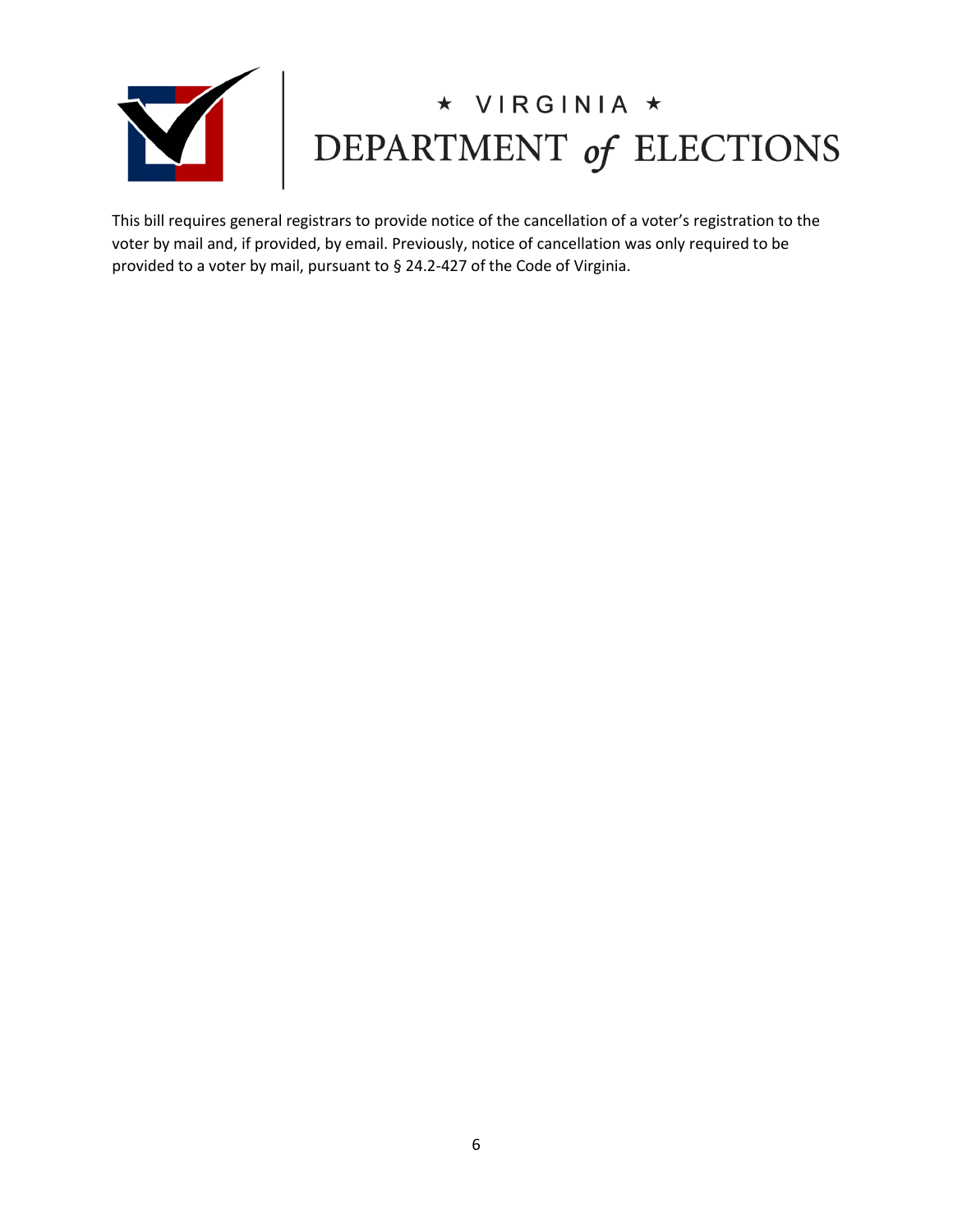This bill requires general registrars to provide notice of the cancellation of a voter's registration to the voter by mail and, if provided, by email. Previously, notice of cancellation was only required to be provided to a voter by mail, pursuant to § 24.2-427 of the Code of Virginia.